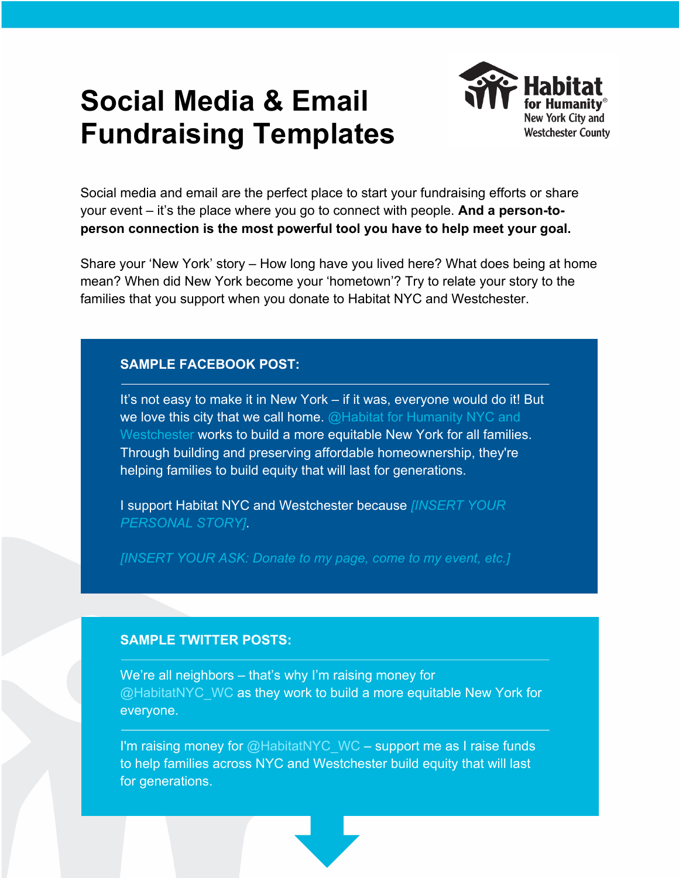# Social Media & Email Fundraising Templates

Habitat for Humanity® New York City and Westchester County

Social media and email are the perfect place to start your fundraising efforts or share your event – it's the place where you go to connect with people. **And a person-to-person connection is the most powerful tool you have to help meet your goal.**

Share your 'New York' story – How long have you lived here? What does being at home mean? When did New York become your 'hometown'? Try to relate your story to the families that you support when you donate to Habitat NYC and Westchester.

## SAMPLE FACEBOOK POST:

It's not easy to make it in New York – if it was, everyone would do it! But we love this city that we call home. @Habitat for Humanity NYC and Westchester works to build a more equitable New York for all families. Through building and preserving affordable homeownership, they're helping families to build equity that will last for generations.

I support Habitat NYC and Westchester because *[INSERT YOUR PERSONAL STORY]*.

*[INSERT YOUR ASK: Donate to my page, come to my event, etc.]*

## SAMPLE TWITTER POSTS:

We're all neighbors – that's why I'm raising money for @HabitatNYC_WC as they work to build a more equitable New York for everyone.

I'm raising money for @HabitatNYC_WC – support me as I raise funds to help families across NYC and Westchester build equity that will last for generations.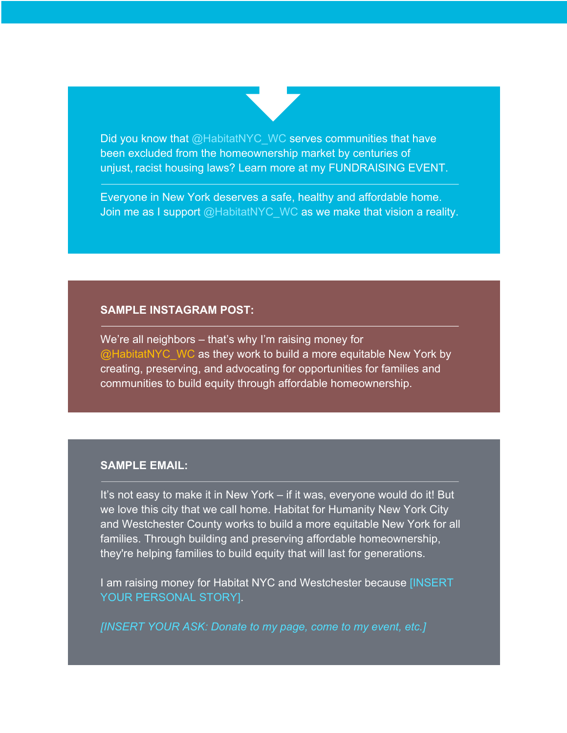Did you know that @HabitatNYC_WC serves communities that have been excluded from the homeownership market by centuries of unjust, racist housing laws? Learn more at my FUNDRAISING EVENT.

---

Everyone in New York deserves a safe, healthy and affordable home. Join me as I support @HabitatNYC_WC as we make that vision a reality.

**SAMPLE INSTAGRAM POST:**

---

We're all neighbors – that's why I'm raising money for @HabitatNYC_WC as they work to build a more equitable New York by creating, preserving, and advocating for opportunities for families and communities to build equity through affordable homeownership.

**SAMPLE EMAIL:**

---

It's not easy to make it in New York – if it was, everyone would do it! But we love this city that we call home. Habitat for Humanity New York City and Westchester County works to build a more equitable New York for all families. Through building and preserving affordable homeownership, they're helping families to build equity that will last for generations.

I am raising money for Habitat NYC and Westchester because [INSERT YOUR PERSONAL STORY].

*[INSERT YOUR ASK: Donate to my page, come to my event, etc.]*